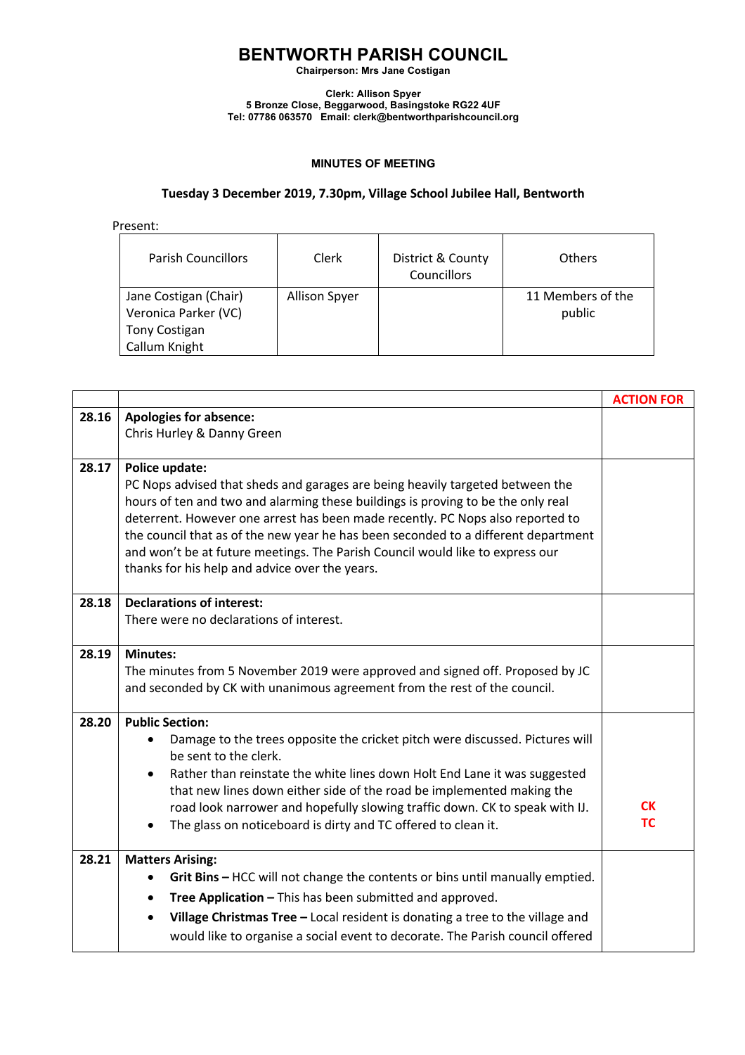# BENTWORTH PARISH COUNCIL

**Chairperson: Mrs Jane Costigan**

**Clerk: Allison Spyer**
**5 Bronze Close, Beggarwood, Basingstoke RG22 4UF**
**Tel: 07786 063570 Email: clerk@bentworthparishcouncil.org**

## MINUTES OF MEETING

### Tuesday 3 December 2019, 7.30pm, Village School Jubilee Hall, Bentworth

Present:

| Parish Councillors | Clerk | District & County Councillors | Others |
|---|---|---|---|
| Jane Costigan (Chair)<br>Veronica Parker (VC)<br>Tony Costigan<br>Callum Knight | Allison Spyer | | 11 Members of the public |

| | | ACTION FOR |
|---|---|---|
| 28.16 | **Apologies for absence:**<br>Chris Hurley & Danny Green | |
| 28.17 | **Police update:**<br>PC Nops advised that sheds and garages are being heavily targeted between the hours of ten and two and alarming these buildings is proving to be the only real deterrent. However one arrest has been made recently. PC Nops also reported to the council that as of the new year he has been seconded to a different department and won't be at future meetings. The Parish Council would like to express our thanks for his help and advice over the years. | |
| 28.18 | **Declarations of interest:**<br>There were no declarations of interest. | |
| 28.19 | **Minutes:**<br>The minutes from 5 November 2019 were approved and signed off. Proposed by JC and seconded by CK with unanimous agreement from the rest of the council. | |
| 28.20 | **Public Section:**<br>• Damage to the trees opposite the cricket pitch were discussed. Pictures will be sent to the clerk.<br>• Rather than reinstate the white lines down Holt End Lane it was suggested that new lines down either side of the road be implemented making the road look narrower and hopefully slowing traffic down. CK to speak with IJ.<br>• The glass on noticeboard is dirty and TC offered to clean it. | CK<br>TC |
| 28.21 | **Matters Arising:**<br>• **Grit Bins –** HCC will not change the contents or bins until manually emptied.<br>• **Tree Application –** This has been submitted and approved.<br>• **Village Christmas Tree –** Local resident is donating a tree to the village and would like to organise a social event to decorate. The Parish council offered | |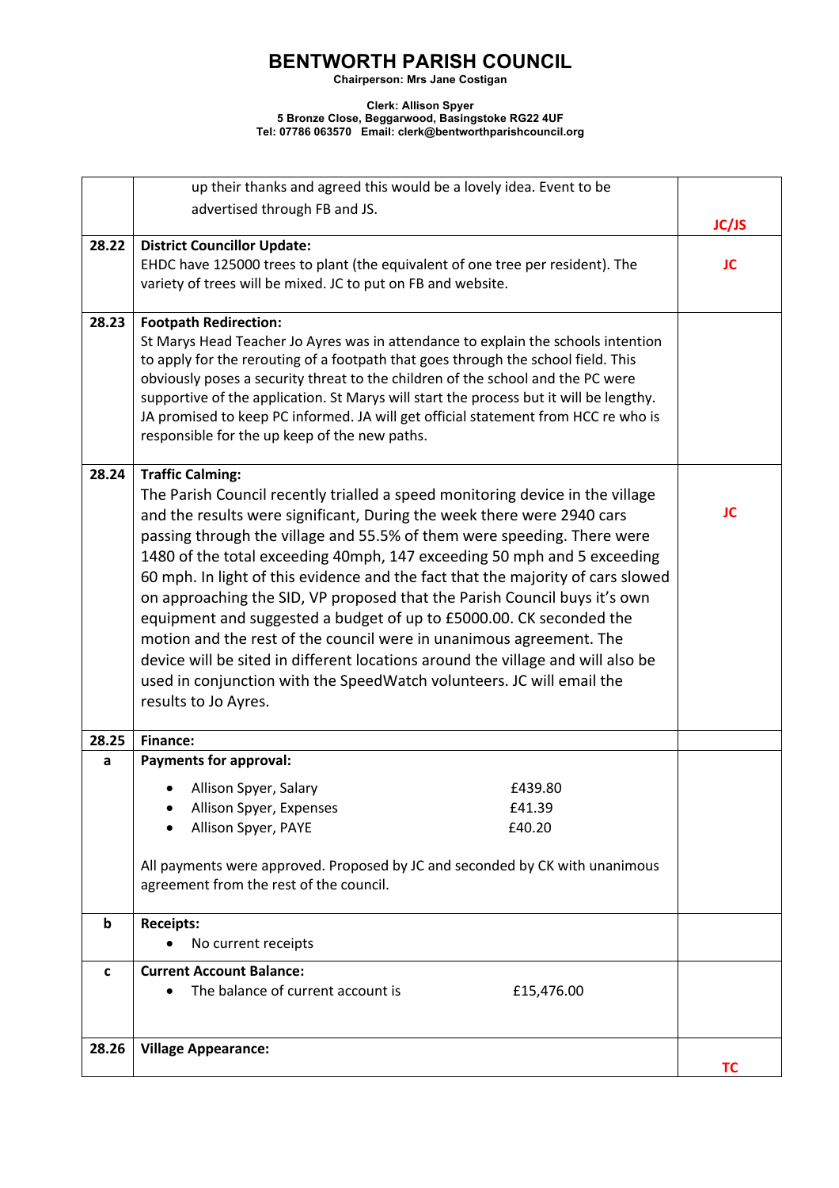# BENTWORTH PARISH COUNCIL

**Chairperson: Mrs Jane Costigan**

**Clerk: Allison Spyer**
**5 Bronze Close, Beggarwood, Basingstoke RG22 4UF**
**Tel: 07786 063570 Email: clerk@bentworthparishcouncil.org**

| | | |
|---|---|---|
| | up their thanks and agreed this would be a lovely idea. Event to be advertised through FB and JS. | **JC/JS** |
| **28.22** | **District Councillor Update:**<br>EHDC have 125000 trees to plant (the equivalent of one tree per resident). The variety of trees will be mixed. JC to put on FB and website. | **JC** |
| **28.23** | **Footpath Redirection:**<br>St Marys Head Teacher Jo Ayres was in attendance to explain the schools intention to apply for the rerouting of a footpath that goes through the school field. This obviously poses a security threat to the children of the school and the PC were supportive of the application. St Marys will start the process but it will be lengthy. JA promised to keep PC informed. JA will get official statement from HCC re who is responsible for the up keep of the new paths. | |
| **28.24** | **Traffic Calming:**<br>The Parish Council recently trialled a speed monitoring device in the village and the results were significant, During the week there were 2940 cars passing through the village and 55.5% of them were speeding. There were 1480 of the total exceeding 40mph, 147 exceeding 50 mph and 5 exceeding 60 mph. In light of this evidence and the fact that the majority of cars slowed on approaching the SID, VP proposed that the Parish Council buys it's own equipment and suggested a budget of up to £5000.00. CK seconded the motion and the rest of the council were in unanimous agreement. The device will be sited in different locations around the village and will also be used in conjunction with the SpeedWatch volunteers. JC will email the results to Jo Ayres. | **JC** |
| **28.25** | **Finance:** | |
| **a** | **Payments for approval:**<br>• Allison Spyer, Salary £439.80<br>• Allison Spyer, Expenses £41.39<br>• Allison Spyer, PAYE £40.20<br><br>All payments were approved. Proposed by JC and seconded by CK with unanimous agreement from the rest of the council. | |
| **b** | **Receipts:**<br>• No current receipts | |
| **c** | **Current Account Balance:**<br>• The balance of current account is £15,476.00 | |
| **28.26** | **Village Appearance:** | **TC** |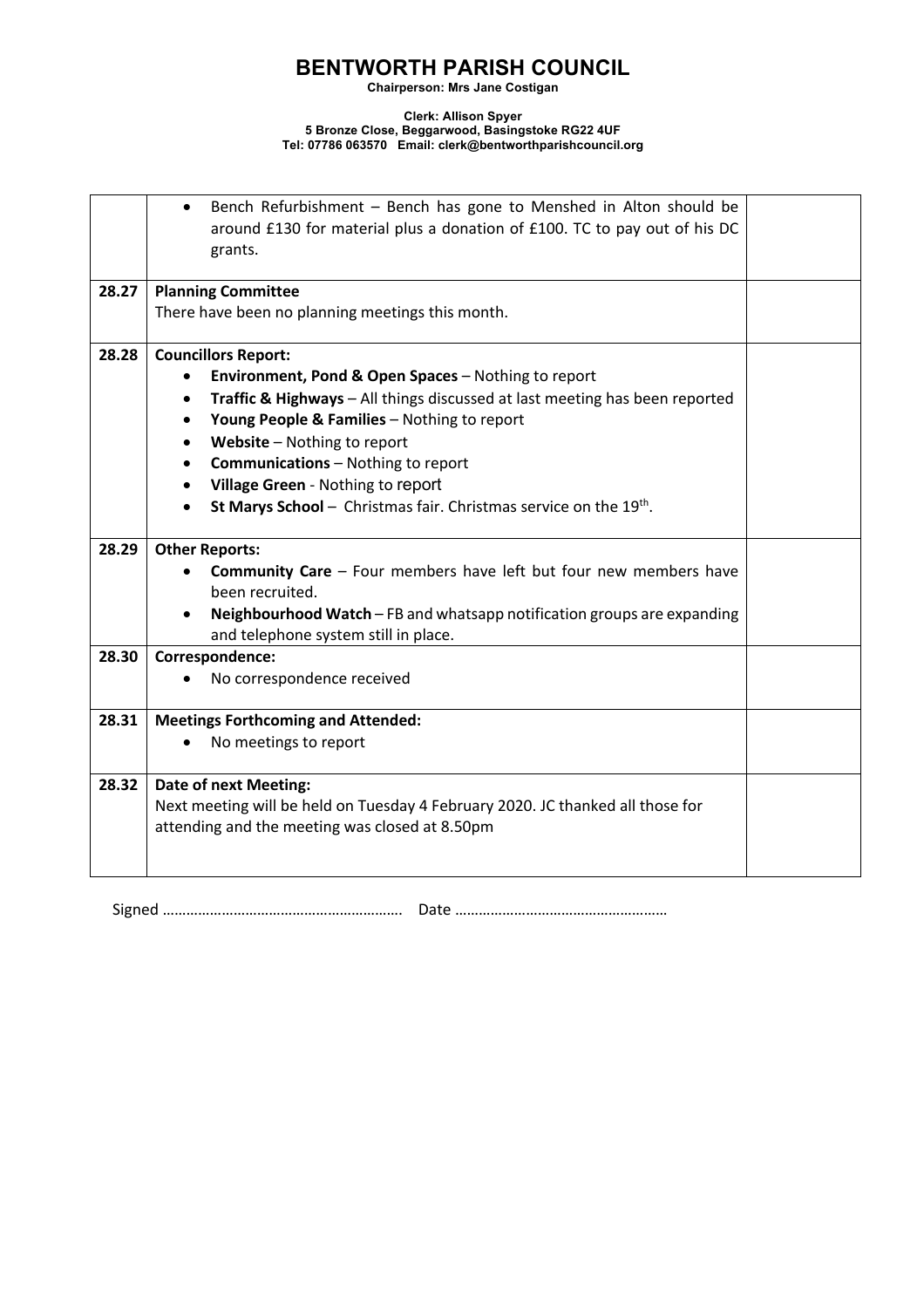# BENTWORTH PARISH COUNCIL

**Chairperson: Mrs Jane Costigan**

**Clerk: Allison Spyer**
**5 Bronze Close, Beggarwood, Basingstoke RG22 4UF**
**Tel: 07786 063570 Email: clerk@bentworthparishcouncil.org**

| | | |
|---|---|---|
| | • Bench Refurbishment – Bench has gone to Menshed in Alton should be around £130 for material plus a donation of £100. TC to pay out of his DC grants. | |
| 28.27 | **Planning Committee**<br>There have been no planning meetings this month. | |
| 28.28 | **Councillors Report:**<br>• **Environment, Pond & Open Spaces** – Nothing to report<br>• **Traffic & Highways** – All things discussed at last meeting has been reported<br>• **Young People & Families** – Nothing to report<br>• **Website** – Nothing to report<br>• **Communications** – Nothing to report<br>• **Village Green** - Nothing to report<br>• **St Marys School** – Christmas fair. Christmas service on the 19th. | |
| 28.29 | **Other Reports:**<br>• **Community Care** – Four members have left but four new members have been recruited.<br>• **Neighbourhood Watch** – FB and whatsapp notification groups are expanding and telephone system still in place. | |
| 28.30 | **Correspondence:**<br>• No correspondence received | |
| 28.31 | **Meetings Forthcoming and Attended:**<br>• No meetings to report | |
| 28.32 | **Date of next Meeting:**<br>Next meeting will be held on Tuesday 4 February 2020. JC thanked all those for attending and the meeting was closed at 8.50pm | |

Signed ……………………………………………………. Date ………………………………………………